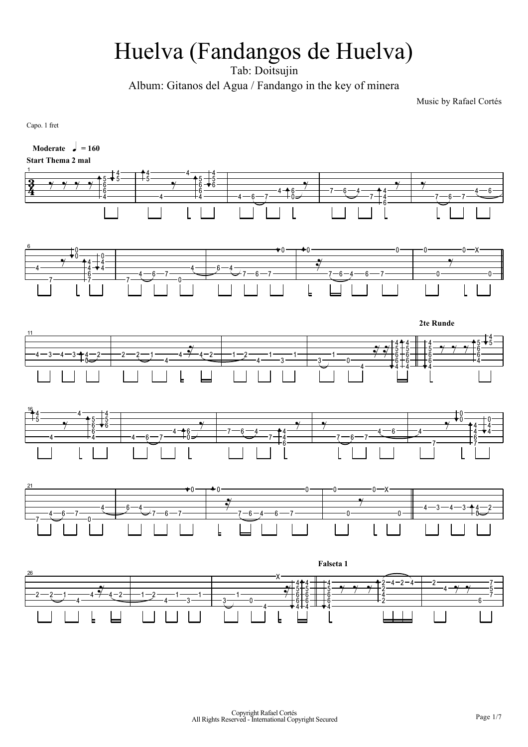# Huelva (Fandangos de Huelva)

Tab: Doitsujin

Album: Gitanos del Agua / Fandango in the key of minera

Music by Rafael Cortés

Capo. 1 fret

**Moderate** ♩ = 160

**Start Thema 2 mal**

**2te Runde**

**Falseta 1**

Copyright Rafael Cortés
All Rights Reserved - International Copyright Secured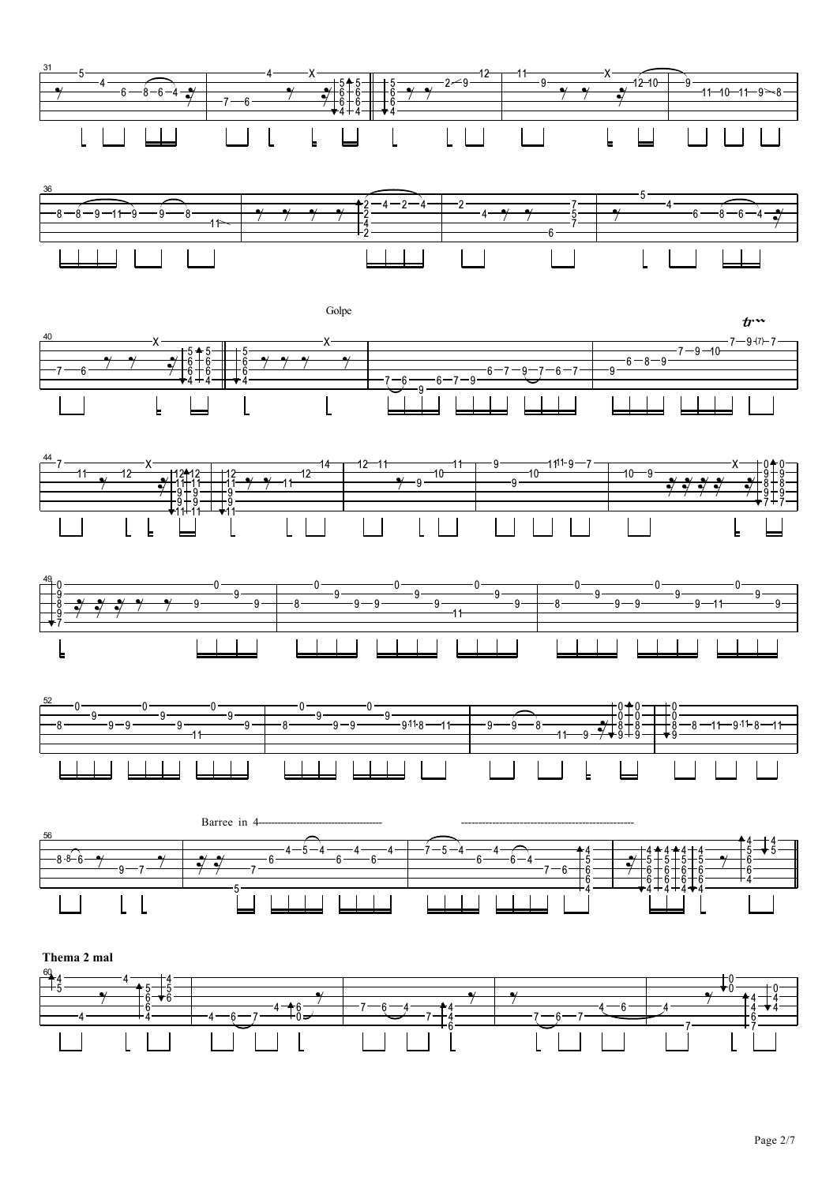Golpe

Barree in 4

**Thema 2 mal**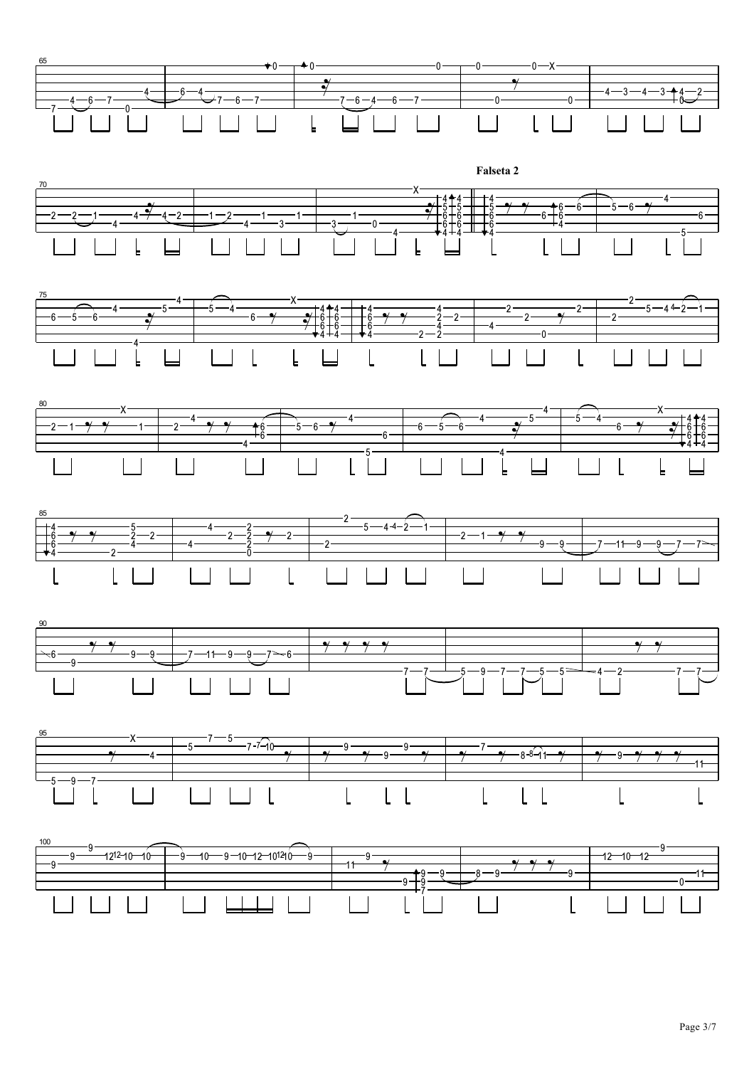**Falseta 2**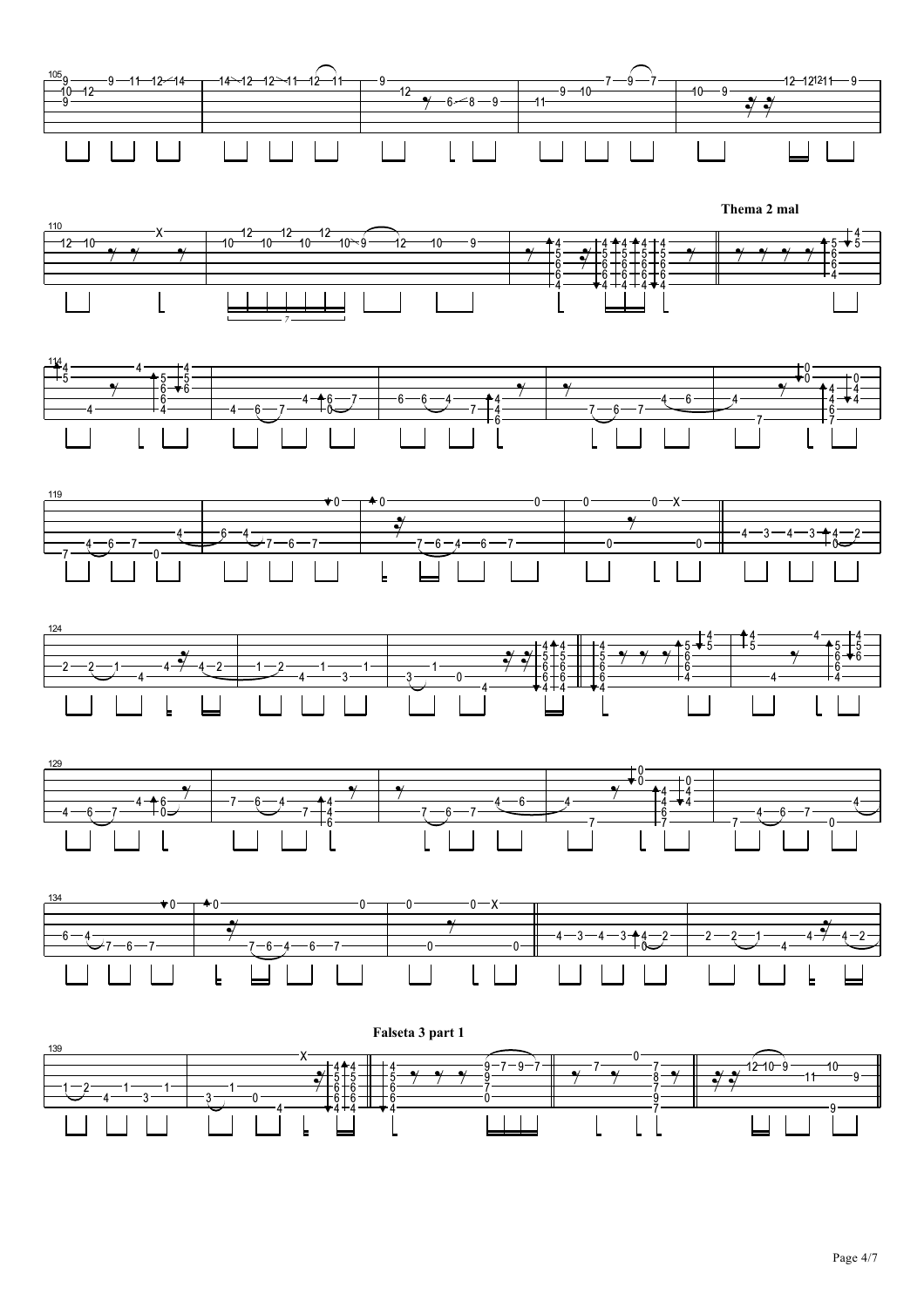**Thema 2 mal**

**Falseta 3 part 1**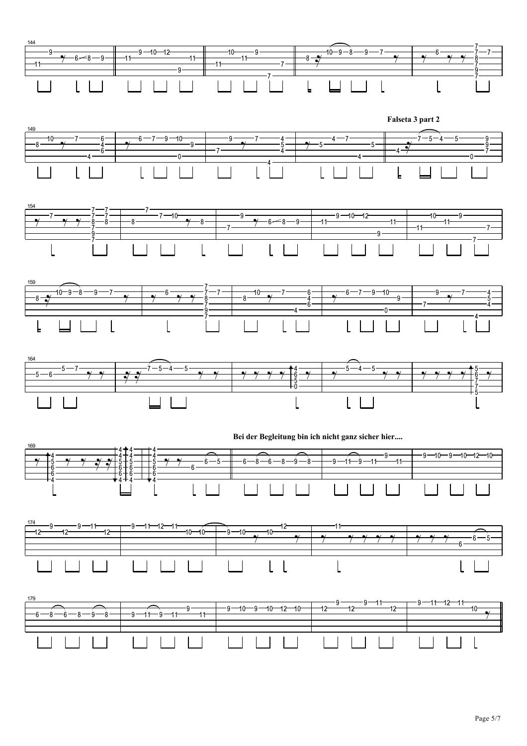Falseta 3 part 2

Bei der Begleitung bin ich nicht ganz sicher hier....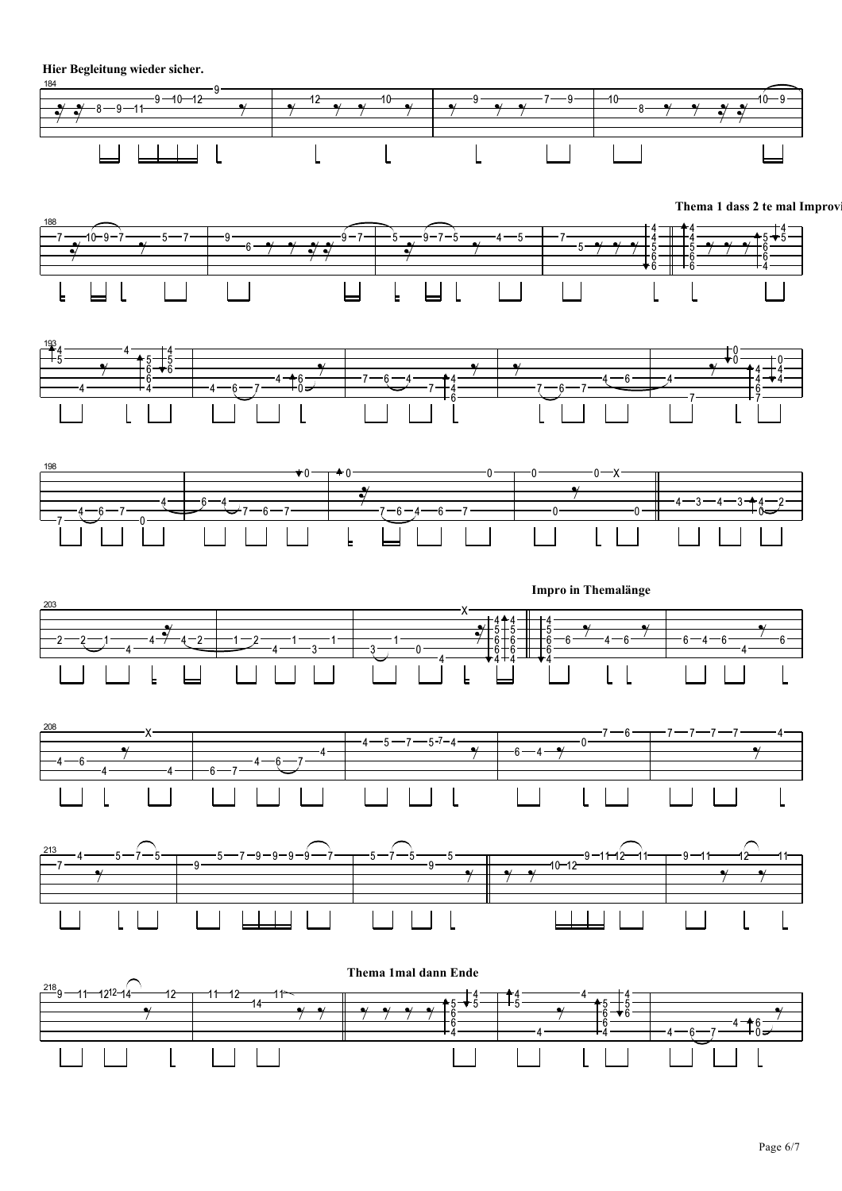**Hier Begleitung wieder sicher.**

**Thema 1 dass 2 te mal Improvi**

**Impro in Themalänge**

**Thema 1mal dann Ende**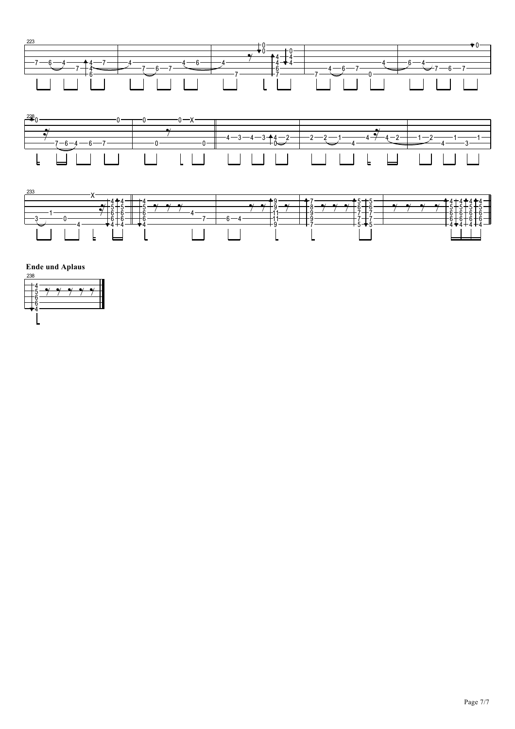**Ende und Aplaus**